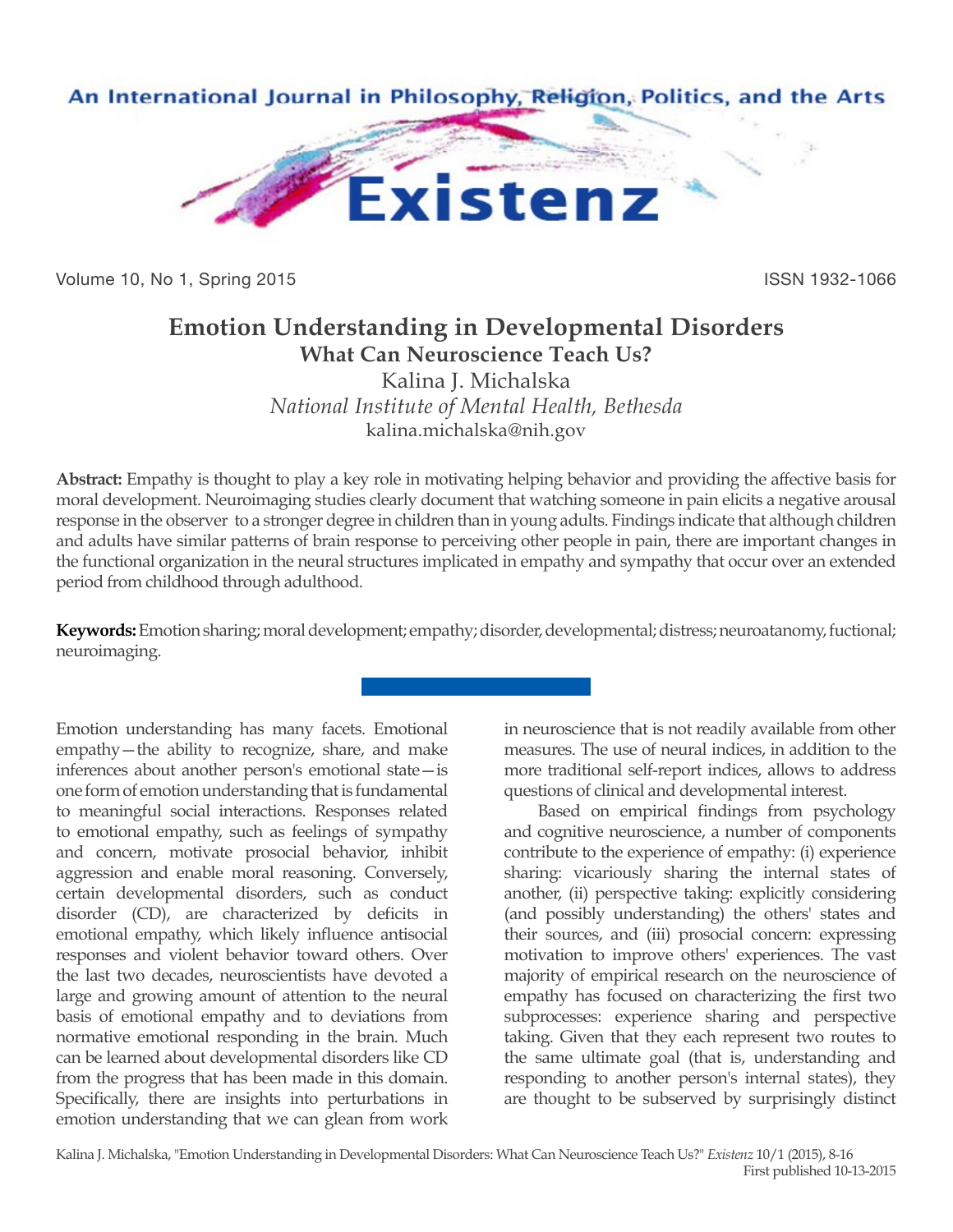# Emotion Understanding in Developmental Disorders

## What Can Neuroscience Teach Us?

Kalina J. Michalska

*National Institute of Mental Health, Bethesda*

kalina.michalska@nih.gov

**Abstract:** Empathy is thought to play a key role in motivating helping behavior and providing the affective basis for moral development. Neuroimaging studies clearly document that watching someone in pain elicits a negative arousal response in the observer to a stronger degree in children than in young adults. Findings indicate that although children and adults have similar patterns of brain response to perceiving other people in pain, there are important changes in the functional organization in the neural structures implicated in empathy and sympathy that occur over an extended period from childhood through adulthood.

**Keywords:** Emotion sharing; moral development; empathy; disorder, developmental; distress; neuroatanomy, fuctional; neuroimaging.

Emotion understanding has many facets. Emotional empathy—the ability to recognize, share, and make inferences about another person's emotional state—is one form of emotion understanding that is fundamental to meaningful social interactions. Responses related to emotional empathy, such as feelings of sympathy and concern, motivate prosocial behavior, inhibit aggression and enable moral reasoning. Conversely, certain developmental disorders, such as conduct disorder (CD), are characterized by deficits in emotional empathy, which likely influence antisocial responses and violent behavior toward others. Over the last two decades, neuroscientists have devoted a large and growing amount of attention to the neural basis of emotional empathy and to deviations from normative emotional responding in the brain. Much can be learned about developmental disorders like CD from the progress that has been made in this domain. Specifically, there are insights into perturbations in emotion understanding that we can glean from work in neuroscience that is not readily available from other measures. The use of neural indices, in addition to the more traditional self-report indices, allows to address questions of clinical and developmental interest.

Based on empirical findings from psychology and cognitive neuroscience, a number of components contribute to the experience of empathy: (i) experience sharing: vicariously sharing the internal states of another, (ii) perspective taking: explicitly considering (and possibly understanding) the others' states and their sources, and (iii) prosocial concern: expressing motivation to improve others' experiences. The vast majority of empirical research on the neuroscience of empathy has focused on characterizing the first two subprocesses: experience sharing and perspective taking. Given that they each represent two routes to the same ultimate goal (that is, understanding and responding to another person's internal states), they are thought to be subserved by surprisingly distinct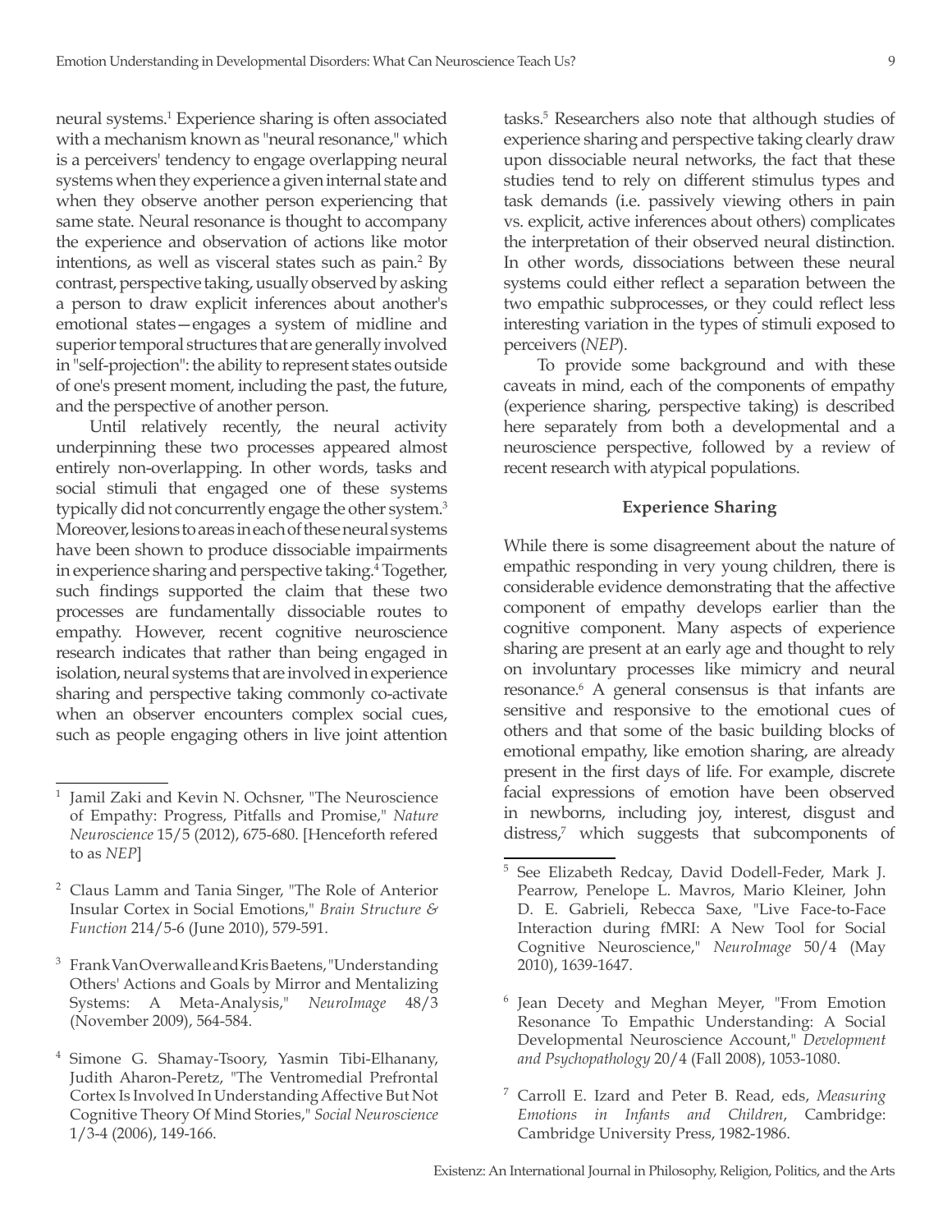neural systems.[1] Experience sharing is often associated with a mechanism known as "neural resonance," which is a perceivers' tendency to engage overlapping neural systems when they experience a given internal state and when they observe another person experiencing that same state. Neural resonance is thought to accompany the experience and observation of actions like motor intentions, as well as visceral states such as pain.[2] By contrast, perspective taking, usually observed by asking a person to draw explicit inferences about another's emotional states—engages a system of midline and superior temporal structures that are generally involved in "self-projection": the ability to represent states outside of one's present moment, including the past, the future, and the perspective of another person.

Until relatively recently, the neural activity underpinning these two processes appeared almost entirely non-overlapping. In other words, tasks and social stimuli that engaged one of these systems typically did not concurrently engage the other system.[3] Moreover, lesions to areas in each of these neural systems have been shown to produce dissociable impairments in experience sharing and perspective taking.[4] Together, such findings supported the claim that these two processes are fundamentally dissociable routes to empathy. However, recent cognitive neuroscience research indicates that rather than being engaged in isolation, neural systems that are involved in experience sharing and perspective taking commonly co-activate when an observer encounters complex social cues, such as people engaging others in live joint attention tasks.[5] Researchers also note that although studies of experience sharing and perspective taking clearly draw upon dissociable neural networks, the fact that these studies tend to rely on different stimulus types and task demands (i.e. passively viewing others in pain vs. explicit, active inferences about others) complicates the interpretation of their observed neural distinction. In other words, dissociations between these neural systems could either reflect a separation between the two empathic subprocesses, or they could reflect less interesting variation in the types of stimuli exposed to perceivers (*NEP*).

To provide some background and with these caveats in mind, each of the components of empathy (experience sharing, perspective taking) is described here separately from both a developmental and a neuroscience perspective, followed by a review of recent research with atypical populations.

### Experience Sharing

While there is some disagreement about the nature of empathic responding in very young children, there is considerable evidence demonstrating that the affective component of empathy develops earlier than the cognitive component. Many aspects of experience sharing are present at an early age and thought to rely on involuntary processes like mimicry and neural resonance.[6] A general consensus is that infants are sensitive and responsive to the emotional cues of others and that some of the basic building blocks of emotional empathy, like emotion sharing, are already present in the first days of life. For example, discrete facial expressions of emotion have been observed in newborns, including joy, interest, disgust and distress,[7] which suggests that subcomponents of

---

[1] Jamil Zaki and Kevin N. Ochsner, "The Neuroscience of Empathy: Progress, Pitfalls and Promise," *Nature Neuroscience* 15/5 (2012), 675-680. [Henceforth refered to as *NEP*]

[2] Claus Lamm and Tania Singer, "The Role of Anterior Insular Cortex in Social Emotions," *Brain Structure & Function* 214/5-6 (June 2010), 579-591.

[3] Frank Van Overwalle and Kris Baetens, "Understanding Others' Actions and Goals by Mirror and Mentalizing Systems: A Meta-Analysis," *NeuroImage* 48/3 (November 2009), 564-584.

[4] Simone G. Shamay-Tsoory, Yasmin Tibi-Elhanany, Judith Aharon-Peretz, "The Ventromedial Prefrontal Cortex Is Involved In Understanding Affective But Not Cognitive Theory Of Mind Stories," *Social Neuroscience* 1/3-4 (2006), 149-166.

[5] See Elizabeth Redcay, David Dodell-Feder, Mark J. Pearrow, Penelope L. Mavros, Mario Kleiner, John D. E. Gabrieli, Rebecca Saxe, "Live Face-to-Face Interaction during fMRI: A New Tool for Social Cognitive Neuroscience," *NeuroImage* 50/4 (May 2010), 1639-1647.

[6] Jean Decety and Meghan Meyer, "From Emotion Resonance To Empathic Understanding: A Social Developmental Neuroscience Account," *Development and Psychopathology* 20/4 (Fall 2008), 1053-1080.

[7] Carroll E. Izard and Peter B. Read, eds, *Measuring Emotions in Infants and Children*, Cambridge: Cambridge University Press, 1982-1986.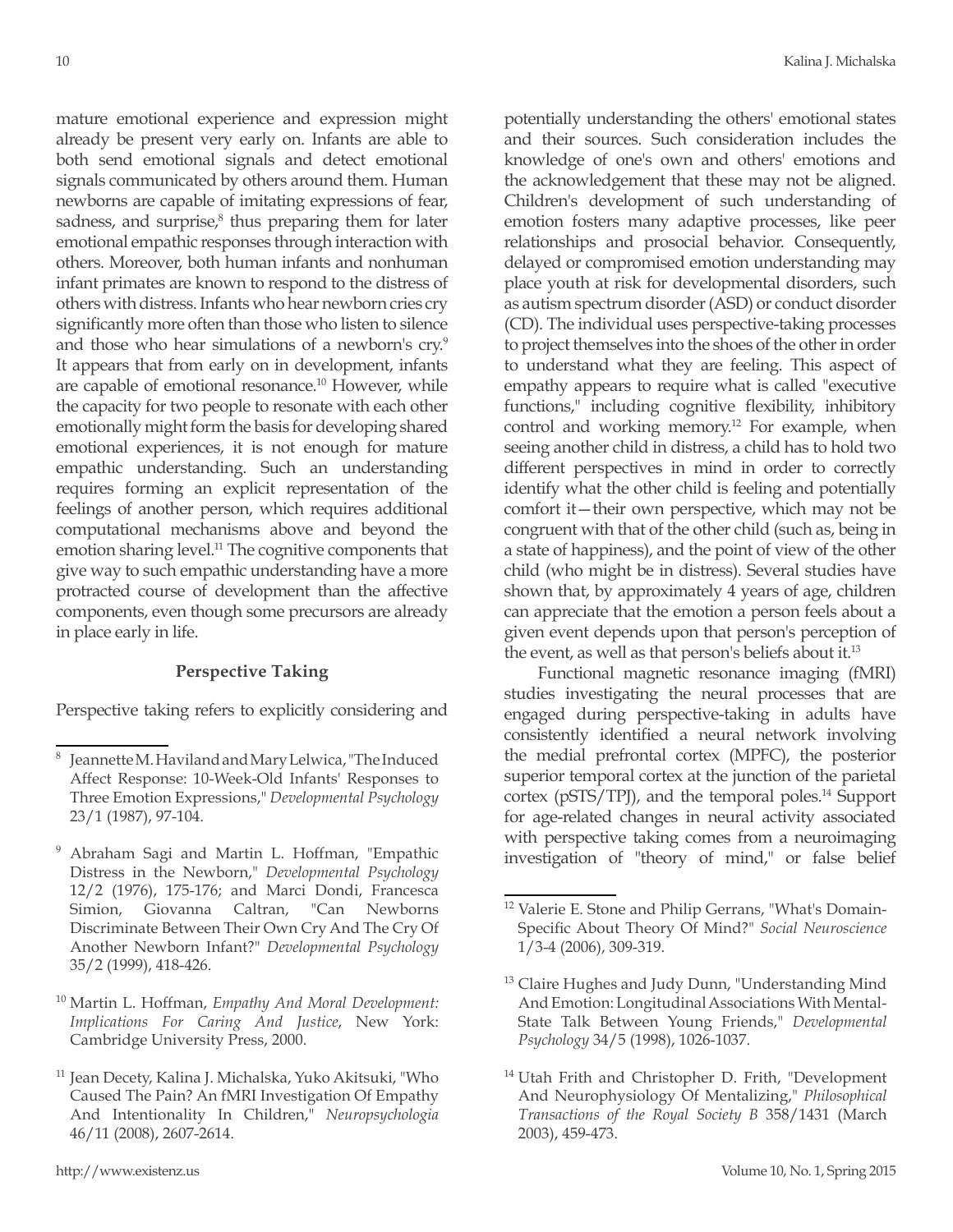mature emotional experience and expression might already be present very early on. Infants are able to both send emotional signals and detect emotional signals communicated by others around them. Human newborns are capable of imitating expressions of fear, sadness, and surprise,[8] thus preparing them for later emotional empathic responses through interaction with others. Moreover, both human infants and nonhuman infant primates are known to respond to the distress of others with distress. Infants who hear newborn cries cry significantly more often than those who listen to silence and those who hear simulations of a newborn's cry.[9] It appears that from early on in development, infants are capable of emotional resonance.[10] However, while the capacity for two people to resonate with each other emotionally might form the basis for developing shared emotional experiences, it is not enough for mature empathic understanding. Such an understanding requires forming an explicit representation of the feelings of another person, which requires additional computational mechanisms above and beyond the emotion sharing level.[11] The cognitive components that give way to such empathic understanding have a more protracted course of development than the affective components, even though some precursors are already in place early in life.

### Perspective Taking

Perspective taking refers to explicitly considering and potentially understanding the others' emotional states and their sources. Such consideration includes the knowledge of one's own and others' emotions and the acknowledgement that these may not be aligned. Children's development of such understanding of emotion fosters many adaptive processes, like peer relationships and prosocial behavior. Consequently, delayed or compromised emotion understanding may place youth at risk for developmental disorders, such as autism spectrum disorder (ASD) or conduct disorder (CD). The individual uses perspective-taking processes to project themselves into the shoes of the other in order to understand what they are feeling. This aspect of empathy appears to require what is called "executive functions," including cognitive flexibility, inhibitory control and working memory.[12] For example, when seeing another child in distress, a child has to hold two different perspectives in mind in order to correctly identify what the other child is feeling and potentially comfort it—their own perspective, which may not be congruent with that of the other child (such as, being in a state of happiness), and the point of view of the other child (who might be in distress). Several studies have shown that, by approximately 4 years of age, children can appreciate that the emotion a person feels about a given event depends upon that person's perception of the event, as well as that person's beliefs about it.[13]

Functional magnetic resonance imaging (fMRI) studies investigating the neural processes that are engaged during perspective-taking in adults have consistently identified a neural network involving the medial prefrontal cortex (MPFC), the posterior superior temporal cortex at the junction of the parietal cortex (pSTS/TPJ), and the temporal poles.[14] Support for age-related changes in neural activity associated with perspective taking comes from a neuroimaging investigation of "theory of mind," or false belief

---

[8] Jeannette M. Haviland and Mary Lelwica, "The Induced Affect Response: 10-Week-Old Infants' Responses to Three Emotion Expressions," *Developmental Psychology* 23/1 (1987), 97-104.

[9] Abraham Sagi and Martin L. Hoffman, "Empathic Distress in the Newborn," *Developmental Psychology* 12/2 (1976), 175-176; and Marci Dondi, Francesca Simion, Giovanna Caltran, "Can Newborns Discriminate Between Their Own Cry And The Cry Of Another Newborn Infant?" *Developmental Psychology* 35/2 (1999), 418-426.

[10] Martin L. Hoffman, *Empathy And Moral Development: Implications For Caring And Justice*, New York: Cambridge University Press, 2000.

[11] Jean Decety, Kalina J. Michalska, Yuko Akitsuki, "Who Caused The Pain? An fMRI Investigation Of Empathy And Intentionality In Children," *Neuropsychologia* 46/11 (2008), 2607-2614.

[12] Valerie E. Stone and Philip Gerrans, "What's Domain-Specific About Theory Of Mind?" *Social Neuroscience* 1/3-4 (2006), 309-319.

[13] Claire Hughes and Judy Dunn, "Understanding Mind And Emotion: Longitudinal Associations With Mental-State Talk Between Young Friends," *Developmental Psychology* 34/5 (1998), 1026-1037.

[14] Utah Frith and Christopher D. Frith, "Development And Neurophysiology Of Mentalizing," *Philosophical Transactions of the Royal Society B* 358/1431 (March 2003), 459-473.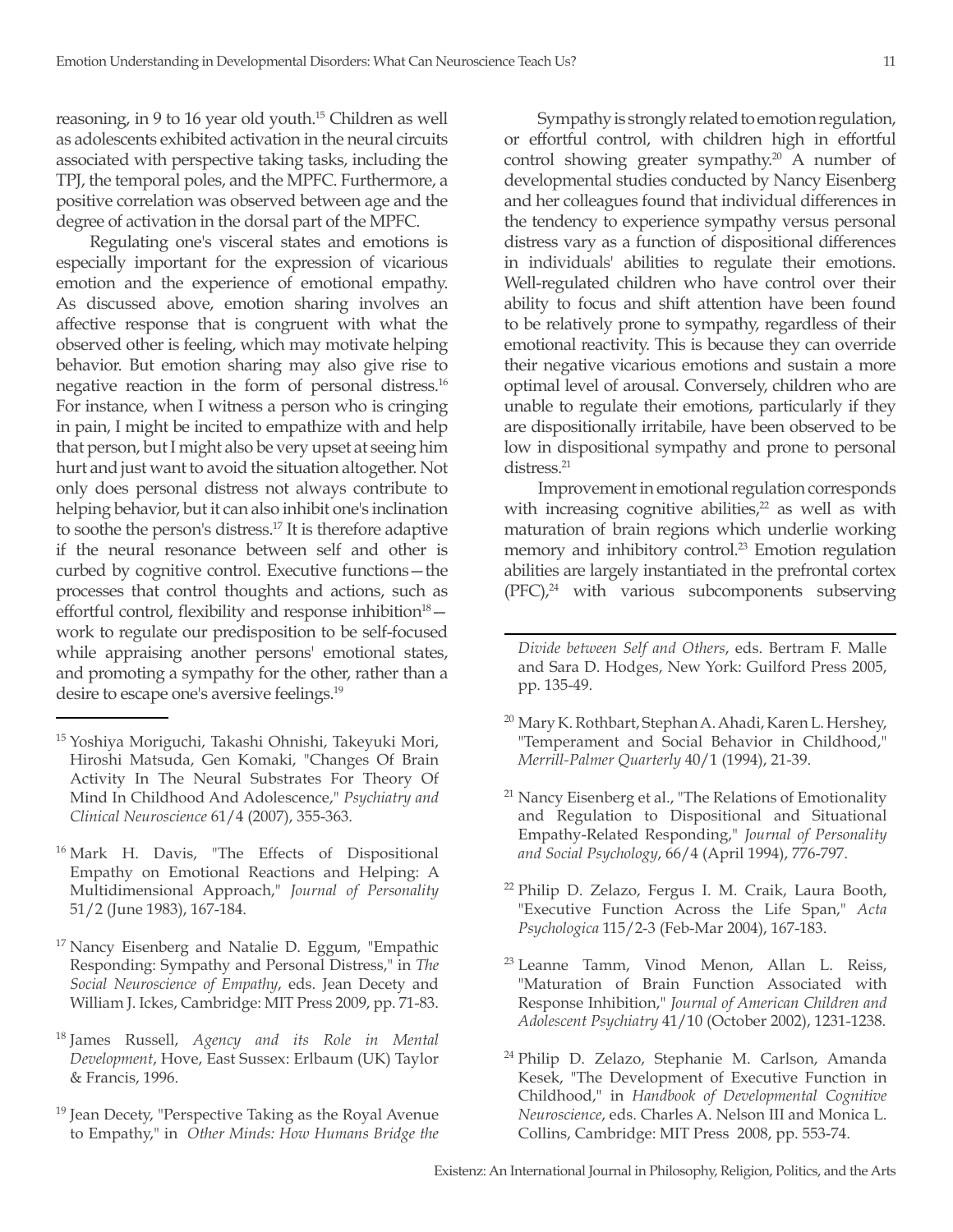reasoning, in 9 to 16 year old youth.[15] Children as well as adolescents exhibited activation in the neural circuits associated with perspective taking tasks, including the TPJ, the temporal poles, and the MPFC. Furthermore, a positive correlation was observed between age and the degree of activation in the dorsal part of the MPFC.

Regulating one's visceral states and emotions is especially important for the expression of vicarious emotion and the experience of emotional empathy. As discussed above, emotion sharing involves an affective response that is congruent with what the observed other is feeling, which may motivate helping behavior. But emotion sharing may also give rise to negative reaction in the form of personal distress.[16] For instance, when I witness a person who is cringing in pain, I might be incited to empathize with and help that person, but I might also be very upset at seeing him hurt and just want to avoid the situation altogether. Not only does personal distress not always contribute to helping behavior, but it can also inhibit one's inclination to soothe the person's distress.[17] It is therefore adaptive if the neural resonance between self and other is curbed by cognitive control. Executive functions—the processes that control thoughts and actions, such as effortful control, flexibility and response inhibition[18]—work to regulate our predisposition to be self-focused while appraising another persons' emotional states, and promoting a sympathy for the other, rather than a desire to escape one's aversive feelings.[19]

Sympathy is strongly related to emotion regulation, or effortful control, with children high in effortful control showing greater sympathy.[20] A number of developmental studies conducted by Nancy Eisenberg and her colleagues found that individual differences in the tendency to experience sympathy versus personal distress vary as a function of dispositional differences in individuals' abilities to regulate their emotions. Well-regulated children who have control over their ability to focus and shift attention have been found to be relatively prone to sympathy, regardless of their emotional reactivity. This is because they can override their negative vicarious emotions and sustain a more optimal level of arousal. Conversely, children who are unable to regulate their emotions, particularly if they are dispositionally irritabile, have been observed to be low in dispositional sympathy and prone to personal distress.[21]

Improvement in emotional regulation corresponds with increasing cognitive abilities,[22] as well as with maturation of brain regions which underlie working memory and inhibitory control.[23] Emotion regulation abilities are largely instantiated in the prefrontal cortex (PFC),[24] with various subcomponents subserving

---

[15] Yoshiya Moriguchi, Takashi Ohnishi, Takeyuki Mori, Hiroshi Matsuda, Gen Komaki, "Changes Of Brain Activity In The Neural Substrates For Theory Of Mind In Childhood And Adolescence," *Psychiatry and Clinical Neuroscience* 61/4 (2007), 355-363.

[16] Mark H. Davis, "The Effects of Dispositional Empathy on Emotional Reactions and Helping: A Multidimensional Approach," *Journal of Personality* 51/2 (June 1983), 167-184.

[17] Nancy Eisenberg and Natalie D. Eggum, "Empathic Responding: Sympathy and Personal Distress," in *The Social Neuroscience of Empathy*, eds. Jean Decety and William J. Ickes, Cambridge: MIT Press 2009, pp. 71-83.

[18] James Russell, *Agency and its Role in Mental Development*, Hove, East Sussex: Erlbaum (UK) Taylor & Francis, 1996.

[19] Jean Decety, "Perspective Taking as the Royal Avenue to Empathy," in *Other Minds: How Humans Bridge the Divide between Self and Others*, eds. Bertram F. Malle and Sara D. Hodges, New York: Guilford Press 2005, pp. 135-49.

[20] Mary K. Rothbart, Stephan A. Ahadi, Karen L. Hershey, "Temperament and Social Behavior in Childhood," *Merrill-Palmer Quarterly* 40/1 (1994), 21-39.

[21] Nancy Eisenberg et al., "The Relations of Emotionality and Regulation to Dispositional and Situational Empathy-Related Responding," *Journal of Personality and Social Psychology*, 66/4 (April 1994), 776-797.

[22] Philip D. Zelazo, Fergus I. M. Craik, Laura Booth, "Executive Function Across the Life Span," *Acta Psychologica* 115/2-3 (Feb-Mar 2004), 167-183.

[23] Leanne Tamm, Vinod Menon, Allan L. Reiss, "Maturation of Brain Function Associated with Response Inhibition," *Journal of American Children and Adolescent Psychiatry* 41/10 (October 2002), 1231-1238.

[24] Philip D. Zelazo, Stephanie M. Carlson, Amanda Kesek, "The Development of Executive Function in Childhood," in *Handbook of Developmental Cognitive Neuroscience*, eds. Charles A. Nelson III and Monica L. Collins, Cambridge: MIT Press 2008, pp. 553-74.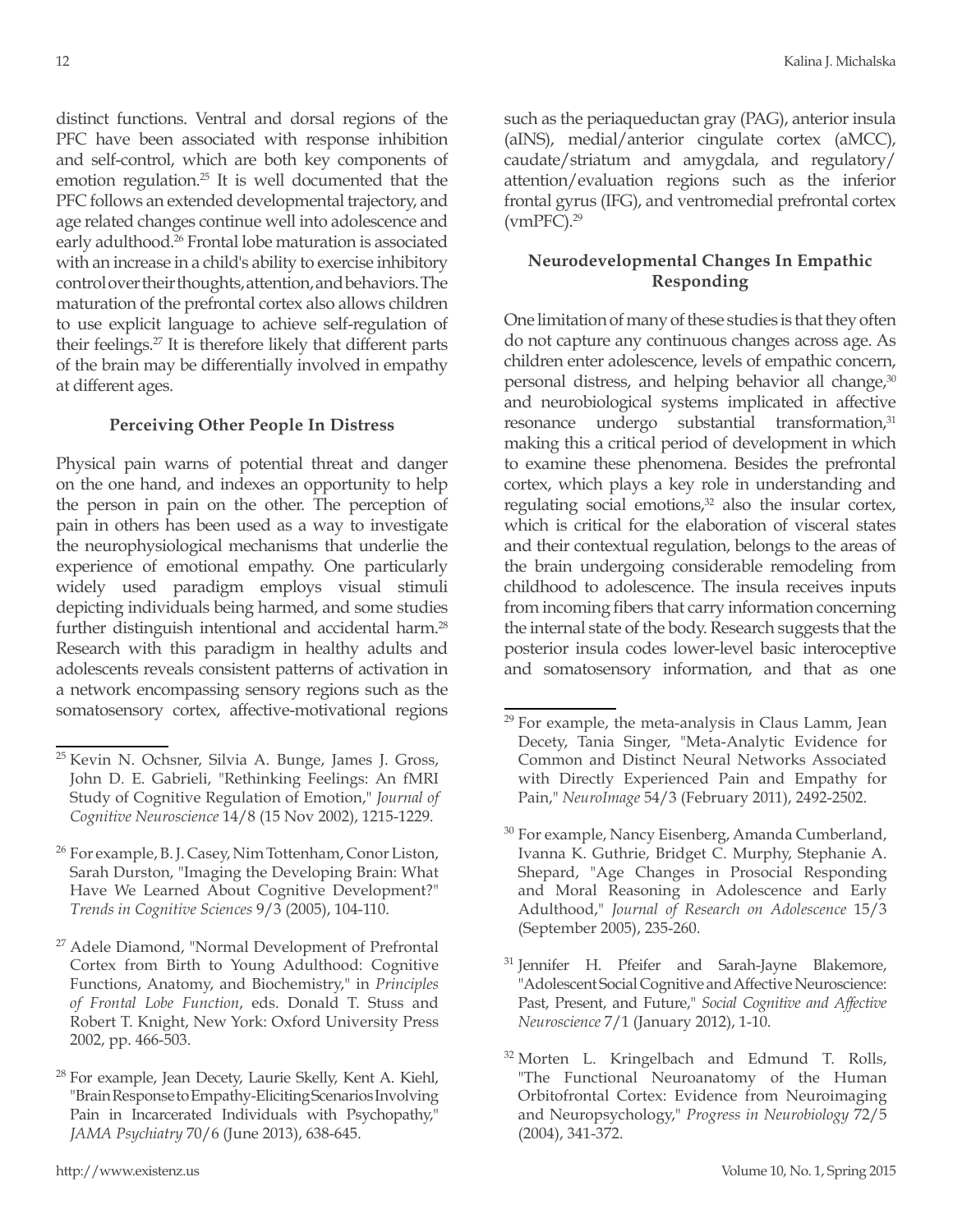distinct functions. Ventral and dorsal regions of the PFC have been associated with response inhibition and self-control, which are both key components of emotion regulation.[25] It is well documented that the PFC follows an extended developmental trajectory, and age related changes continue well into adolescence and early adulthood.[26] Frontal lobe maturation is associated with an increase in a child's ability to exercise inhibitory control over their thoughts, attention, and behaviors. The maturation of the prefrontal cortex also allows children to use explicit language to achieve self-regulation of their feelings.[27] It is therefore likely that different parts of the brain may be differentially involved in empathy at different ages.

### Perceiving Other People In Distress

Physical pain warns of potential threat and danger on the one hand, and indexes an opportunity to help the person in pain on the other. The perception of pain in others has been used as a way to investigate the neurophysiological mechanisms that underlie the experience of emotional empathy. One particularly widely used paradigm employs visual stimuli depicting individuals being harmed, and some studies further distinguish intentional and accidental harm.[28] Research with this paradigm in healthy adults and adolescents reveals consistent patterns of activation in a network encompassing sensory regions such as the somatosensory cortex, affective-motivational regions such as the periaqueductan gray (PAG), anterior insula (aINS), medial/anterior cingulate cortex (aMCC), caudate/striatum and amygdala, and regulatory/attention/evaluation regions such as the inferior frontal gyrus (IFG), and ventromedial prefrontal cortex (vmPFC).[29]

### Neurodevelopmental Changes In Empathic Responding

One limitation of many of these studies is that they often do not capture any continuous changes across age. As children enter adolescence, levels of empathic concern, personal distress, and helping behavior all change,[30] and neurobiological systems implicated in affective resonance undergo substantial transformation,[31] making this a critical period of development in which to examine these phenomena. Besides the prefrontal cortex, which plays a key role in understanding and regulating social emotions,[32] also the insular cortex, which is critical for the elaboration of visceral states and their contextual regulation, belongs to the areas of the brain undergoing considerable remodeling from childhood to adolescence. The insula receives inputs from incoming fibers that carry information concerning the internal state of the body. Research suggests that the posterior insula codes lower-level basic interoceptive and somatosensory information, and that as one

---

[25] Kevin N. Ochsner, Silvia A. Bunge, James J. Gross, John D. E. Gabrieli, "Rethinking Feelings: An fMRI Study of Cognitive Regulation of Emotion," *Journal of Cognitive Neuroscience* 14/8 (15 Nov 2002), 1215-1229.

[26] For example, B. J. Casey, Nim Tottenham, Conor Liston, Sarah Durston, "Imaging the Developing Brain: What Have We Learned About Cognitive Development?" *Trends in Cognitive Sciences* 9/3 (2005), 104-110.

[27] Adele Diamond, "Normal Development of Prefrontal Cortex from Birth to Young Adulthood: Cognitive Functions, Anatomy, and Biochemistry," in *Principles of Frontal Lobe Function*, eds. Donald T. Stuss and Robert T. Knight, New York: Oxford University Press 2002, pp. 466-503.

[28] For example, Jean Decety, Laurie Skelly, Kent A. Kiehl, "Brain Response to Empathy-Eliciting Scenarios Involving Pain in Incarcerated Individuals with Psychopathy," *JAMA Psychiatry* 70/6 (June 2013), 638-645.

[29] For example, the meta-analysis in Claus Lamm, Jean Decety, Tania Singer, "Meta-Analytic Evidence for Common and Distinct Neural Networks Associated with Directly Experienced Pain and Empathy for Pain," *NeuroImage* 54/3 (February 2011), 2492-2502.

[30] For example, Nancy Eisenberg, Amanda Cumberland, Ivanna K. Guthrie, Bridget C. Murphy, Stephanie A. Shepard, "Age Changes in Prosocial Responding and Moral Reasoning in Adolescence and Early Adulthood," *Journal of Research on Adolescence* 15/3 (September 2005), 235-260.

[31] Jennifer H. Pfeifer and Sarah-Jayne Blakemore, "Adolescent Social Cognitive and Affective Neuroscience: Past, Present, and Future," *Social Cognitive and Affective Neuroscience* 7/1 (January 2012), 1-10.

[32] Morten L. Kringelbach and Edmund T. Rolls, "The Functional Neuroanatomy of the Human Orbitofrontal Cortex: Evidence from Neuroimaging and Neuropsychology," *Progress in Neurobiology* 72/5 (2004), 341-372.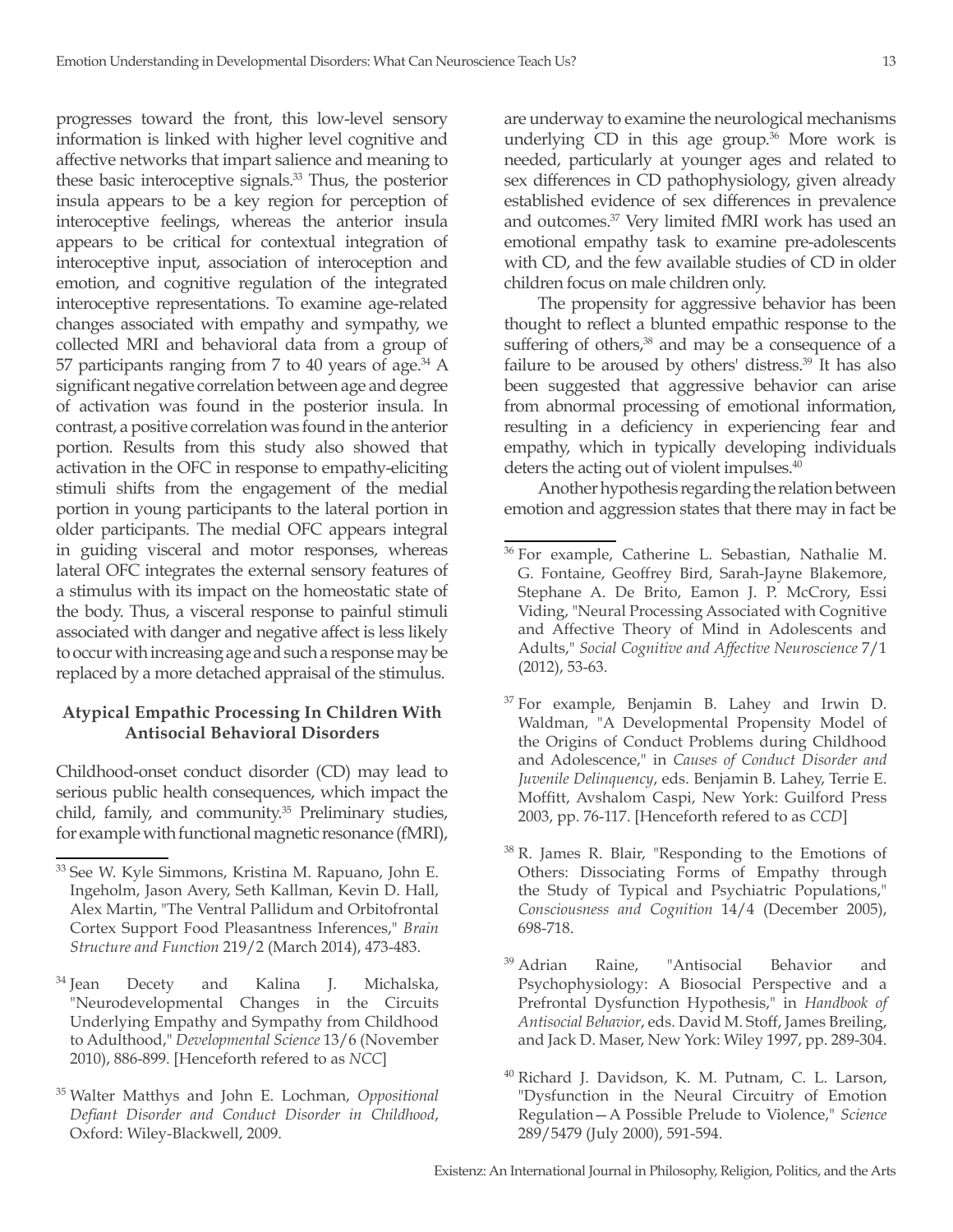progresses toward the front, this low-level sensory information is linked with higher level cognitive and affective networks that impart salience and meaning to these basic interoceptive signals.[33] Thus, the posterior insula appears to be a key region for perception of interoceptive feelings, whereas the anterior insula appears to be critical for contextual integration of interoceptive input, association of interoception and emotion, and cognitive regulation of the integrated interoceptive representations. To examine age-related changes associated with empathy and sympathy, we collected MRI and behavioral data from a group of 57 participants ranging from 7 to 40 years of age.[34] A significant negative correlation between age and degree of activation was found in the posterior insula. In contrast, a positive correlation was found in the anterior portion. Results from this study also showed that activation in the OFC in response to empathy-eliciting stimuli shifts from the engagement of the medial portion in young participants to the lateral portion in older participants. The medial OFC appears integral in guiding visceral and motor responses, whereas lateral OFC integrates the external sensory features of a stimulus with its impact on the homeostatic state of the body. Thus, a visceral response to painful stimuli associated with danger and negative affect is less likely to occur with increasing age and such a response may be replaced by a more detached appraisal of the stimulus.

### Atypical Empathic Processing In Children With Antisocial Behavioral Disorders

Childhood-onset conduct disorder (CD) may lead to serious public health consequences, which impact the child, family, and community.[35] Preliminary studies, for example with functional magnetic resonance (fMRI), are underway to examine the neurological mechanisms underlying CD in this age group.[36] More work is needed, particularly at younger ages and related to sex differences in CD pathophysiology, given already established evidence of sex differences in prevalence and outcomes.[37] Very limited fMRI work has used an emotional empathy task to examine pre-adolescents with CD, and the few available studies of CD in older children focus on male children only.

The propensity for aggressive behavior has been thought to reflect a blunted empathic response to the suffering of others,[38] and may be a consequence of a failure to be aroused by others' distress.[39] It has also been suggested that aggressive behavior can arise from abnormal processing of emotional information, resulting in a deficiency in experiencing fear and empathy, which in typically developing individuals deters the acting out of violent impulses.[40]

Another hypothesis regarding the relation between emotion and aggression states that there may in fact be

---

[33] See W. Kyle Simmons, Kristina M. Rapuano, John E. Ingeholm, Jason Avery, Seth Kallman, Kevin D. Hall, Alex Martin, "The Ventral Pallidum and Orbitofrontal Cortex Support Food Pleasantness Inferences," *Brain Structure and Function* 219/2 (March 2014), 473-483.

[34] Jean Decety and Kalina J. Michalska, "Neurodevelopmental Changes in the Circuits Underlying Empathy and Sympathy from Childhood to Adulthood," *Developmental Science* 13/6 (November 2010), 886-899. [Henceforth refered to as *NCC*]

[35] Walter Matthys and John E. Lochman, *Oppositional Defiant Disorder and Conduct Disorder in Childhood*, Oxford: Wiley-Blackwell, 2009.

[36] For example, Catherine L. Sebastian, Nathalie M. G. Fontaine, Geoffrey Bird, Sarah-Jayne Blakemore, Stephane A. De Brito, Eamon J. P. McCrory, Essi Viding, "Neural Processing Associated with Cognitive and Affective Theory of Mind in Adolescents and Adults," *Social Cognitive and Affective Neuroscience* 7/1 (2012), 53-63.

[37] For example, Benjamin B. Lahey and Irwin D. Waldman, "A Developmental Propensity Model of the Origins of Conduct Problems during Childhood and Adolescence," in *Causes of Conduct Disorder and Juvenile Delinquency*, eds. Benjamin B. Lahey, Terrie E. Moffitt, Avshalom Caspi, New York: Guilford Press 2003, pp. 76-117. [Henceforth refered to as *CCD*]

[38] R. James R. Blair, "Responding to the Emotions of Others: Dissociating Forms of Empathy through the Study of Typical and Psychiatric Populations," *Consciousness and Cognition* 14/4 (December 2005), 698-718.

[39] Adrian Raine, "Antisocial Behavior and Psychophysiology: A Biosocial Perspective and a Prefrontal Dysfunction Hypothesis," in *Handbook of Antisocial Behavior*, eds. David M. Stoff, James Breiling, and Jack D. Maser, New York: Wiley 1997, pp. 289-304.

[40] Richard J. Davidson, K. M. Putnam, C. L. Larson, "Dysfunction in the Neural Circuitry of Emotion Regulation—A Possible Prelude to Violence," *Science* 289/5479 (July 2000), 591-594.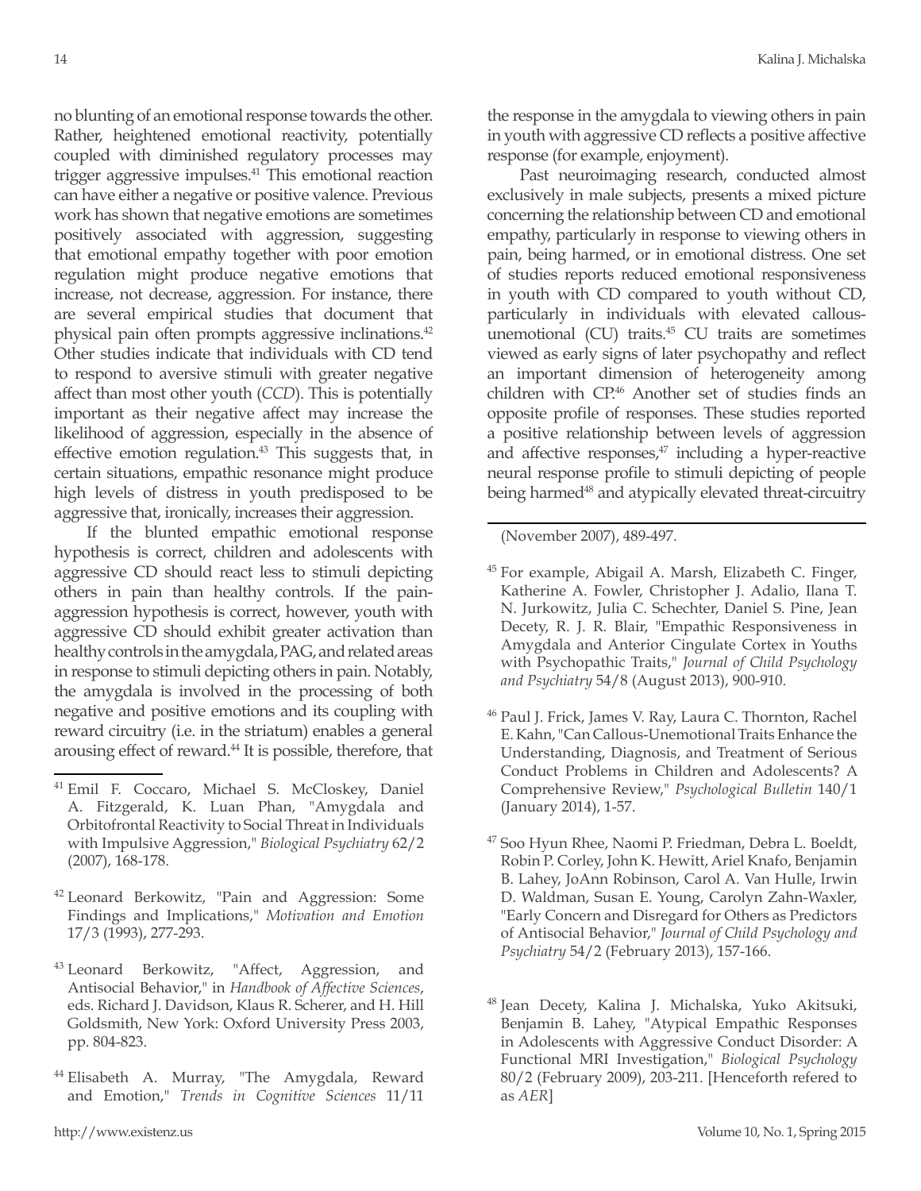no blunting of an emotional response towards the other. Rather, heightened emotional reactivity, potentially coupled with diminished regulatory processes may trigger aggressive impulses.[41] This emotional reaction can have either a negative or positive valence. Previous work has shown that negative emotions are sometimes positively associated with aggression, suggesting that emotional empathy together with poor emotion regulation might produce negative emotions that increase, not decrease, aggression. For instance, there are several empirical studies that document that physical pain often prompts aggressive inclinations.[42] Other studies indicate that individuals with CD tend to respond to aversive stimuli with greater negative affect than most other youth (*CCD*). This is potentially important as their negative affect may increase the likelihood of aggression, especially in the absence of effective emotion regulation.[43] This suggests that, in certain situations, empathic resonance might produce high levels of distress in youth predisposed to be aggressive that, ironically, increases their aggression.

If the blunted empathic emotional response hypothesis is correct, children and adolescents with aggressive CD should react less to stimuli depicting others in pain than healthy controls. If the pain-aggression hypothesis is correct, however, youth with aggressive CD should exhibit greater activation than healthy controls in the amygdala, PAG, and related areas in response to stimuli depicting others in pain. Notably, the amygdala is involved in the processing of both negative and positive emotions and its coupling with reward circuitry (i.e. in the striatum) enables a general arousing effect of reward.[44] It is possible, therefore, that the response in the amygdala to viewing others in pain in youth with aggressive CD reflects a positive affective response (for example, enjoyment).

Past neuroimaging research, conducted almost exclusively in male subjects, presents a mixed picture concerning the relationship between CD and emotional empathy, particularly in response to viewing others in pain, being harmed, or in emotional distress. One set of studies reports reduced emotional responsiveness in youth with CD compared to youth without CD, particularly in individuals with elevated callous-unemotional (CU) traits.[45] CU traits are sometimes viewed as early signs of later psychopathy and reflect an important dimension of heterogeneity among children with CP.[46] Another set of studies finds an opposite profile of responses. These studies reported a positive relationship between levels of aggression and affective responses,[47] including a hyper-reactive neural response profile to stimuli depicting of people being harmed[48] and atypically elevated threat-circuitry

---

[41] Emil F. Coccaro, Michael S. McCloskey, Daniel A. Fitzgerald, K. Luan Phan, "Amygdala and Orbitofrontal Reactivity to Social Threat in Individuals with Impulsive Aggression," *Biological Psychiatry* 62/2 (2007), 168-178.

[42] Leonard Berkowitz, "Pain and Aggression: Some Findings and Implications," *Motivation and Emotion* 17/3 (1993), 277-293.

[43] Leonard Berkowitz, "Affect, Aggression, and Antisocial Behavior," in *Handbook of Affective Sciences*, eds. Richard J. Davidson, Klaus R. Scherer, and H. Hill Goldsmith, New York: Oxford University Press 2003, pp. 804-823.

[44] Elisabeth A. Murray, "The Amygdala, Reward and Emotion," *Trends in Cognitive Sciences* 11/11 (November 2007), 489-497.

[45] For example, Abigail A. Marsh, Elizabeth C. Finger, Katherine A. Fowler, Christopher J. Adalio, Ilana T. N. Jurkowitz, Julia C. Schechter, Daniel S. Pine, Jean Decety, R. J. R. Blair, "Empathic Responsiveness in Amygdala and Anterior Cingulate Cortex in Youths with Psychopathic Traits," *Journal of Child Psychology and Psychiatry* 54/8 (August 2013), 900-910.

[46] Paul J. Frick, James V. Ray, Laura C. Thornton, Rachel E. Kahn, "Can Callous-Unemotional Traits Enhance the Understanding, Diagnosis, and Treatment of Serious Conduct Problems in Children and Adolescents? A Comprehensive Review," *Psychological Bulletin* 140/1 (January 2014), 1-57.

[47] Soo Hyun Rhee, Naomi P. Friedman, Debra L. Boeldt, Robin P. Corley, John K. Hewitt, Ariel Knafo, Benjamin B. Lahey, JoAnn Robinson, Carol A. Van Hulle, Irwin D. Waldman, Susan E. Young, Carolyn Zahn-Waxler, "Early Concern and Disregard for Others as Predictors of Antisocial Behavior," *Journal of Child Psychology and Psychiatry* 54/2 (February 2013), 157-166.

[48] Jean Decety, Kalina J. Michalska, Yuko Akitsuki, Benjamin B. Lahey, "Atypical Empathic Responses in Adolescents with Aggressive Conduct Disorder: A Functional MRI Investigation," *Biological Psychology* 80/2 (February 2009), 203-211. [Henceforth refered to as *AER*]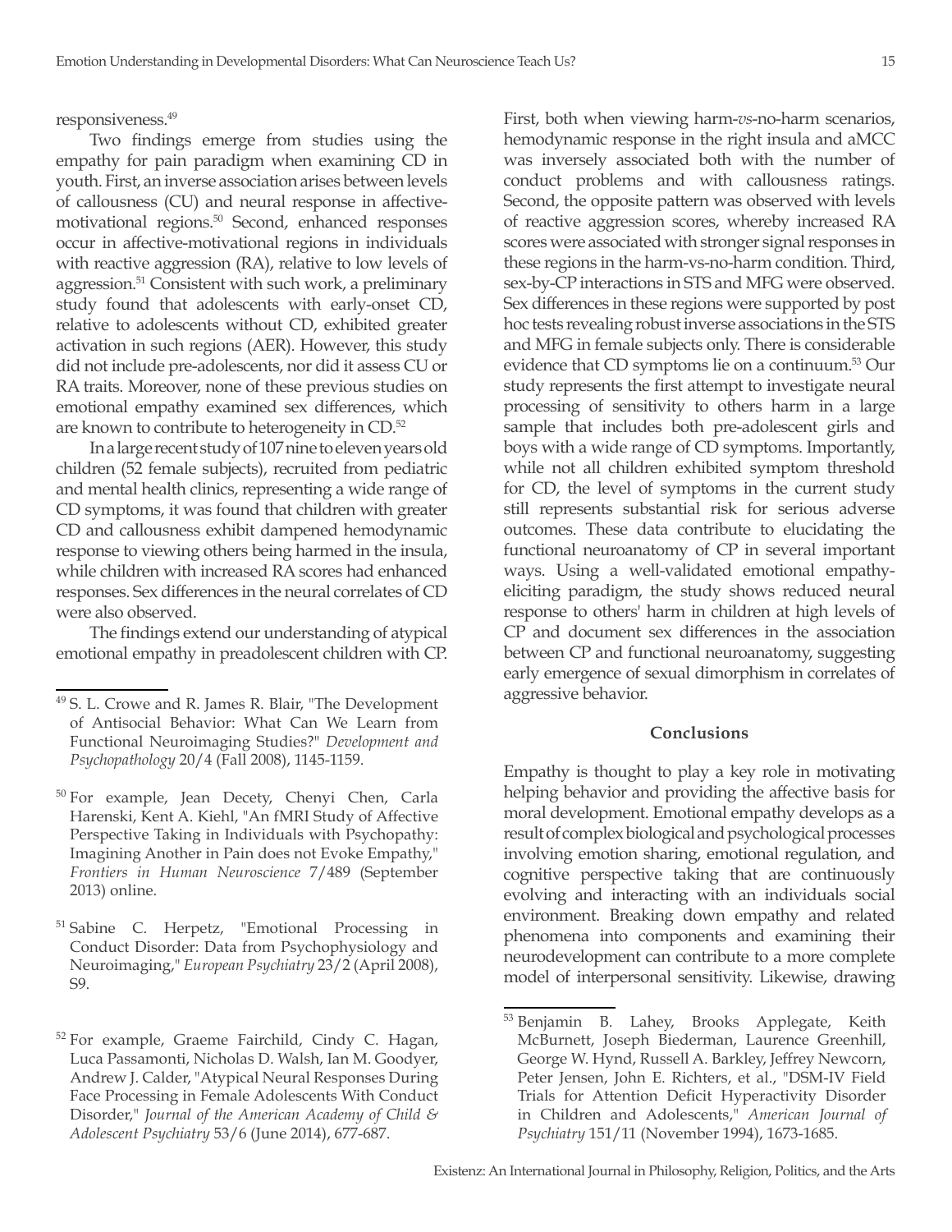responsiveness.[49]

Two findings emerge from studies using the empathy for pain paradigm when examining CD in youth. First, an inverse association arises between levels of callousness (CU) and neural response in affective-motivational regions.[50] Second, enhanced responses occur in affective-motivational regions in individuals with reactive aggression (RA), relative to low levels of aggression.[51] Consistent with such work, a preliminary study found that adolescents with early-onset CD, relative to adolescents without CD, exhibited greater activation in such regions (AER). However, this study did not include pre-adolescents, nor did it assess CU or RA traits. Moreover, none of these previous studies on emotional empathy examined sex differences, which are known to contribute to heterogeneity in CD.[52]

In a large recent study of 107 nine to eleven years old children (52 female subjects), recruited from pediatric and mental health clinics, representing a wide range of CD symptoms, it was found that children with greater CD and callousness exhibit dampened hemodynamic response to viewing others being harmed in the insula, while children with increased RA scores had enhanced responses. Sex differences in the neural correlates of CD were also observed.

The findings extend our understanding of atypical emotional empathy in preadolescent children with CP. First, both when viewing harm-*vs*-no-harm scenarios, hemodynamic response in the right insula and aMCC was inversely associated both with the number of conduct problems and with callousness ratings. Second, the opposite pattern was observed with levels of reactive aggression scores, whereby increased RA scores were associated with stronger signal responses in these regions in the harm-vs-no-harm condition. Third, sex-by-CP interactions in STS and MFG were observed. Sex differences in these regions were supported by post hoc tests revealing robust inverse associations in the STS and MFG in female subjects only. There is considerable evidence that CD symptoms lie on a continuum.[53] Our study represents the first attempt to investigate neural processing of sensitivity to others harm in a large sample that includes both pre-adolescent girls and boys with a wide range of CD symptoms. Importantly, while not all children exhibited symptom threshold for CD, the level of symptoms in the current study still represents substantial risk for serious adverse outcomes. These data contribute to elucidating the functional neuroanatomy of CP in several important ways. Using a well-validated emotional empathy-eliciting paradigm, the study shows reduced neural response to others' harm in children at high levels of CP and document sex differences in the association between CP and functional neuroanatomy, suggesting early emergence of sexual dimorphism in correlates of aggressive behavior.

## Conclusions

Empathy is thought to play a key role in motivating helping behavior and providing the affective basis for moral development. Emotional empathy develops as a result of complex biological and psychological processes involving emotion sharing, emotional regulation, and cognitive perspective taking that are continuously evolving and interacting with an individuals social environment. Breaking down empathy and related phenomena into components and examining their neurodevelopment can contribute to a more complete model of interpersonal sensitivity. Likewise, drawing

---

[49] S. L. Crowe and R. James R. Blair, "The Development of Antisocial Behavior: What Can We Learn from Functional Neuroimaging Studies?" *Development and Psychopathology* 20/4 (Fall 2008), 1145-1159.

[50] For example, Jean Decety, Chenyi Chen, Carla Harenski, Kent A. Kiehl, "An fMRI Study of Affective Perspective Taking in Individuals with Psychopathy: Imagining Another in Pain does not Evoke Empathy," *Frontiers in Human Neuroscience* 7/489 (September 2013) online.

[51] Sabine C. Herpetz, "Emotional Processing in Conduct Disorder: Data from Psychophysiology and Neuroimaging," *European Psychiatry* 23/2 (April 2008), S9.

[52] For example, Graeme Fairchild, Cindy C. Hagan, Luca Passamonti, Nicholas D. Walsh, Ian M. Goodyer, Andrew J. Calder, "Atypical Neural Responses During Face Processing in Female Adolescents With Conduct Disorder," *Journal of the American Academy of Child & Adolescent Psychiatry* 53/6 (June 2014), 677-687.

[53] Benjamin B. Lahey, Brooks Applegate, Keith McBurnett, Joseph Biederman, Laurence Greenhill, George W. Hynd, Russell A. Barkley, Jeffrey Newcorn, Peter Jensen, John E. Richters, et al., "DSM-IV Field Trials for Attention Deficit Hyperactivity Disorder in Children and Adolescents," *American Journal of Psychiatry* 151/11 (November 1994), 1673-1685.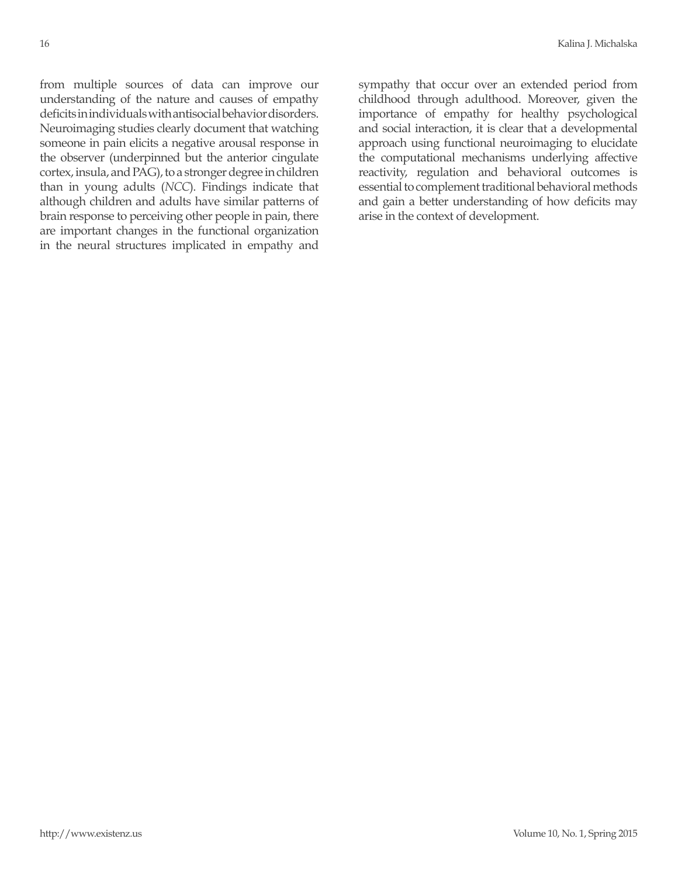from multiple sources of data can improve our understanding of the nature and causes of empathy deficits in individuals with antisocial behavior disorders. Neuroimaging studies clearly document that watching someone in pain elicits a negative arousal response in the observer (underpinned but the anterior cingulate cortex, insula, and PAG), to a stronger degree in children than in young adults (*NCC*). Findings indicate that although children and adults have similar patterns of brain response to perceiving other people in pain, there are important changes in the functional organization in the neural structures implicated in empathy and sympathy that occur over an extended period from childhood through adulthood. Moreover, given the importance of empathy for healthy psychological and social interaction, it is clear that a developmental approach using functional neuroimaging to elucidate the computational mechanisms underlying affective reactivity, regulation and behavioral outcomes is essential to complement traditional behavioral methods and gain a better understanding of how deficits may arise in the context of development.